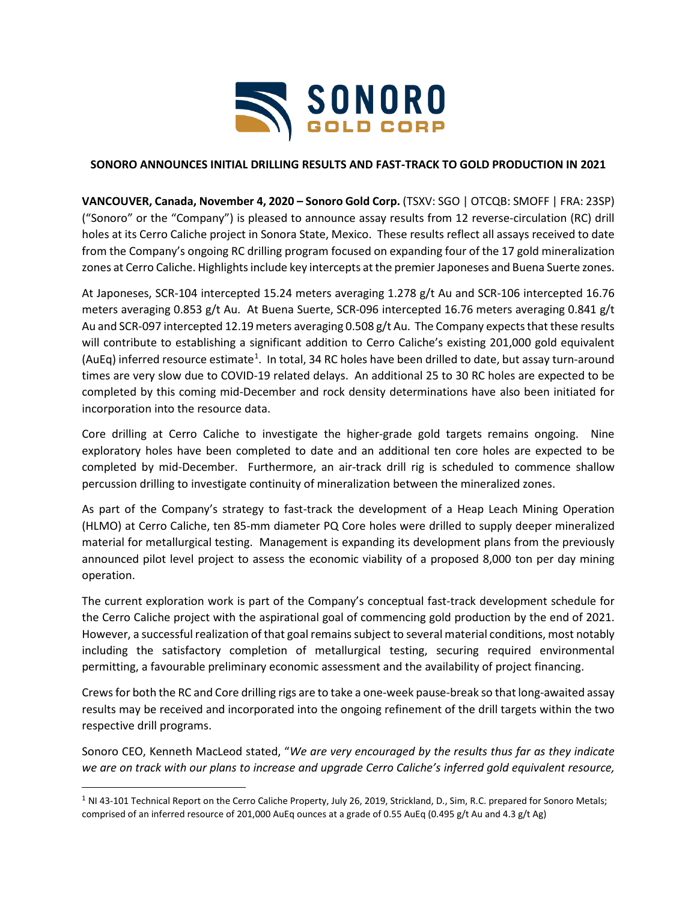# SONORO ANNOUNCES INITIAL DRILLING RESULTS AND FAST-TRACK TO GOLD PRODUCTION IN 2021

**VANCOUVER, Canada, November 4, 2020 – Sonoro Gold Corp.** (TSXV: SGO | OTCQB: SMOFF | FRA: 23SP) ("Sonoro" or the "Company") is pleased to announce assay results from 12 reverse-circulation (RC) drill holes at its Cerro Caliche project in Sonora State, Mexico. These results reflect all assays received to date from the Company's ongoing RC drilling program focused on expanding four of the 17 gold mineralization zones at Cerro Caliche. Highlights include key intercepts at the premier Japoneses and Buena Suerte zones.

At Japoneses, SCR-104 intercepted 15.24 meters averaging 1.278 g/t Au and SCR-106 intercepted 16.76 meters averaging 0.853 g/t Au. At Buena Suerte, SCR-096 intercepted 16.76 meters averaging 0.841 g/t Au and SCR-097 intercepted 12.19 meters averaging 0.508 g/t Au. The Company expects that these results will contribute to establishing a significant addition to Cerro Caliche's existing 201,000 gold equivalent (AuEq) inferred resource estimate[1]. In total, 34 RC holes have been drilled to date, but assay turn-around times are very slow due to COVID-19 related delays. An additional 25 to 30 RC holes are expected to be completed by this coming mid-December and rock density determinations have also been initiated for incorporation into the resource data.

Core drilling at Cerro Caliche to investigate the higher-grade gold targets remains ongoing. Nine exploratory holes have been completed to date and an additional ten core holes are expected to be completed by mid-December. Furthermore, an air-track drill rig is scheduled to commence shallow percussion drilling to investigate continuity of mineralization between the mineralized zones.

As part of the Company's strategy to fast-track the development of a Heap Leach Mining Operation (HLMO) at Cerro Caliche, ten 85-mm diameter PQ Core holes were drilled to supply deeper mineralized material for metallurgical testing. Management is expanding its development plans from the previously announced pilot level project to assess the economic viability of a proposed 8,000 ton per day mining operation.

The current exploration work is part of the Company's conceptual fast-track development schedule for the Cerro Caliche project with the aspirational goal of commencing gold production by the end of 2021. However, a successful realization of that goal remains subject to several material conditions, most notably including the satisfactory completion of metallurgical testing, securing required environmental permitting, a favourable preliminary economic assessment and the availability of project financing.

Crews for both the RC and Core drilling rigs are to take a one-week pause-break so that long-awaited assay results may be received and incorporated into the ongoing refinement of the drill targets within the two respective drill programs.

Sonoro CEO, Kenneth MacLeod stated, "*We are very encouraged by the results thus far as they indicate we are on track with our plans to increase and upgrade Cerro Caliche's inferred gold equivalent resource,*

[1] NI 43-101 Technical Report on the Cerro Caliche Property, July 26, 2019, Strickland, D., Sim, R.C. prepared for Sonoro Metals; comprised of an inferred resource of 201,000 AuEq ounces at a grade of 0.55 AuEq (0.495 g/t Au and 4.3 g/t Ag)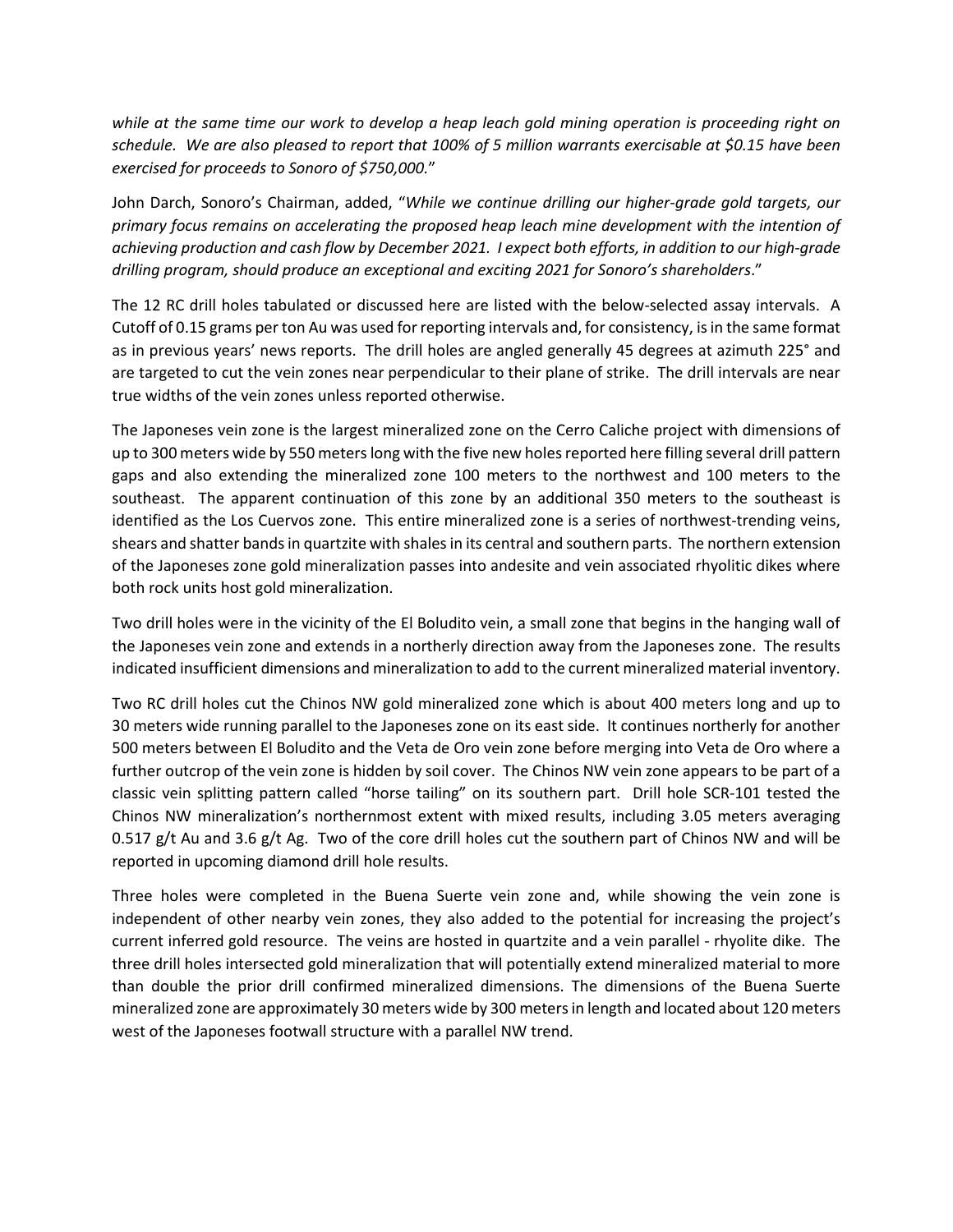*while at the same time our work to develop a heap leach gold mining operation is proceeding right on schedule. We are also pleased to report that 100% of 5 million warrants exercisable at $0.15 have been exercised for proceeds to Sonoro of $750,000.*"

John Darch, Sonoro's Chairman, added, "*While we continue drilling our higher-grade gold targets, our primary focus remains on accelerating the proposed heap leach mine development with the intention of achieving production and cash flow by December 2021. I expect both efforts, in addition to our high-grade drilling program, should produce an exceptional and exciting 2021 for Sonoro's shareholders*."

The 12 RC drill holes tabulated or discussed here are listed with the below-selected assay intervals. A Cutoff of 0.15 grams per ton Au was used for reporting intervals and, for consistency, is in the same format as in previous years' news reports. The drill holes are angled generally 45 degrees at azimuth 225° and are targeted to cut the vein zones near perpendicular to their plane of strike. The drill intervals are near true widths of the vein zones unless reported otherwise.

The Japoneses vein zone is the largest mineralized zone on the Cerro Caliche project with dimensions of up to 300 meters wide by 550 meters long with the five new holes reported here filling several drill pattern gaps and also extending the mineralized zone 100 meters to the northwest and 100 meters to the southeast. The apparent continuation of this zone by an additional 350 meters to the southeast is identified as the Los Cuervos zone. This entire mineralized zone is a series of northwest-trending veins, shears and shatter bands in quartzite with shales in its central and southern parts. The northern extension of the Japoneses zone gold mineralization passes into andesite and vein associated rhyolitic dikes where both rock units host gold mineralization.

Two drill holes were in the vicinity of the El Boludito vein, a small zone that begins in the hanging wall of the Japoneses vein zone and extends in a northerly direction away from the Japoneses zone. The results indicated insufficient dimensions and mineralization to add to the current mineralized material inventory.

Two RC drill holes cut the Chinos NW gold mineralized zone which is about 400 meters long and up to 30 meters wide running parallel to the Japoneses zone on its east side. It continues northerly for another 500 meters between El Boludito and the Veta de Oro vein zone before merging into Veta de Oro where a further outcrop of the vein zone is hidden by soil cover. The Chinos NW vein zone appears to be part of a classic vein splitting pattern called "horse tailing" on its southern part. Drill hole SCR-101 tested the Chinos NW mineralization's northernmost extent with mixed results, including 3.05 meters averaging 0.517 g/t Au and 3.6 g/t Ag. Two of the core drill holes cut the southern part of Chinos NW and will be reported in upcoming diamond drill hole results.

Three holes were completed in the Buena Suerte vein zone and, while showing the vein zone is independent of other nearby vein zones, they also added to the potential for increasing the project's current inferred gold resource. The veins are hosted in quartzite and a vein parallel - rhyolite dike. The three drill holes intersected gold mineralization that will potentially extend mineralized material to more than double the prior drill confirmed mineralized dimensions. The dimensions of the Buena Suerte mineralized zone are approximately 30 meters wide by 300 meters in length and located about 120 meters west of the Japoneses footwall structure with a parallel NW trend.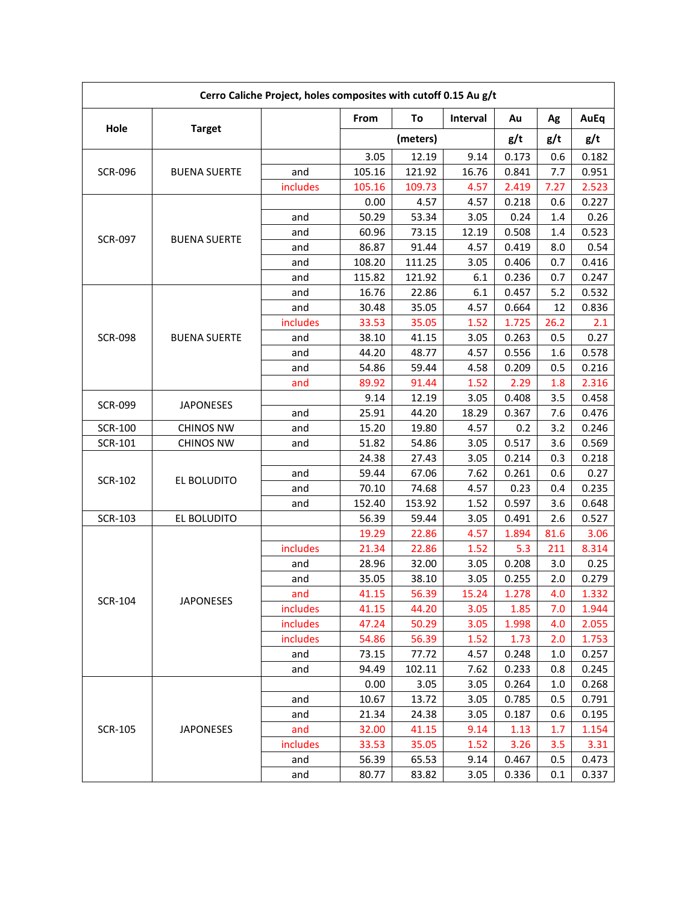| Cerro Caliche Project, holes composites with cutoff 0.15 Au g/t | | | | | | | | |
|---|---|---|---|---|---|---|---|---|
| Hole | Target | | From | To | Interval | Au | Ag | AuEq |
| | | | (meters) | | | g/t | g/t | g/t |
| SCR-096 | BUENA SUERTE | | 3.05 | 12.19 | 9.14 | 0.173 | 0.6 | 0.182 |
| | | and | 105.16 | 121.92 | 16.76 | 0.841 | 7.7 | 0.951 |
| | | includes | 105.16 | 109.73 | 4.57 | 2.419 | 7.27 | 2.523 |
| SCR-097 | BUENA SUERTE | | 0.00 | 4.57 | 4.57 | 0.218 | 0.6 | 0.227 |
| | | and | 50.29 | 53.34 | 3.05 | 0.24 | 1.4 | 0.26 |
| | | and | 60.96 | 73.15 | 12.19 | 0.508 | 1.4 | 0.523 |
| | | and | 86.87 | 91.44 | 4.57 | 0.419 | 8.0 | 0.54 |
| | | and | 108.20 | 111.25 | 3.05 | 0.406 | 0.7 | 0.416 |
| | | and | 115.82 | 121.92 | 6.1 | 0.236 | 0.7 | 0.247 |
| SCR-098 | BUENA SUERTE | and | 16.76 | 22.86 | 6.1 | 0.457 | 5.2 | 0.532 |
| | | and | 30.48 | 35.05 | 4.57 | 0.664 | 12 | 0.836 |
| | | includes | 33.53 | 35.05 | 1.52 | 1.725 | 26.2 | 2.1 |
| | | and | 38.10 | 41.15 | 3.05 | 0.263 | 0.5 | 0.27 |
| | | and | 44.20 | 48.77 | 4.57 | 0.556 | 1.6 | 0.578 |
| | | and | 54.86 | 59.44 | 4.58 | 0.209 | 0.5 | 0.216 |
| | | and | 89.92 | 91.44 | 1.52 | 2.29 | 1.8 | 2.316 |
| SCR-099 | JAPONESES | | 9.14 | 12.19 | 3.05 | 0.408 | 3.5 | 0.458 |
| | | and | 25.91 | 44.20 | 18.29 | 0.367 | 7.6 | 0.476 |
| SCR-100 | CHINOS NW | and | 15.20 | 19.80 | 4.57 | 0.2 | 3.2 | 0.246 |
| SCR-101 | CHINOS NW | and | 51.82 | 54.86 | 3.05 | 0.517 | 3.6 | 0.569 |
| SCR-102 | EL BOLUDITO | | 24.38 | 27.43 | 3.05 | 0.214 | 0.3 | 0.218 |
| | | and | 59.44 | 67.06 | 7.62 | 0.261 | 0.6 | 0.27 |
| | | and | 70.10 | 74.68 | 4.57 | 0.23 | 0.4 | 0.235 |
| | | and | 152.40 | 153.92 | 1.52 | 0.597 | 3.6 | 0.648 |
| SCR-103 | EL BOLUDITO | | 56.39 | 59.44 | 3.05 | 0.491 | 2.6 | 0.527 |
| SCR-104 | JAPONESES | | 19.29 | 22.86 | 4.57 | 1.894 | 81.6 | 3.06 |
| | | includes | 21.34 | 22.86 | 1.52 | 5.3 | 211 | 8.314 |
| | | and | 28.96 | 32.00 | 3.05 | 0.208 | 3.0 | 0.25 |
| | | and | 35.05 | 38.10 | 3.05 | 0.255 | 2.0 | 0.279 |
| | | and | 41.15 | 56.39 | 15.24 | 1.278 | 4.0 | 1.332 |
| | | includes | 41.15 | 44.20 | 3.05 | 1.85 | 7.0 | 1.944 |
| | | includes | 47.24 | 50.29 | 3.05 | 1.998 | 4.0 | 2.055 |
| | | includes | 54.86 | 56.39 | 1.52 | 1.73 | 2.0 | 1.753 |
| | | and | 73.15 | 77.72 | 4.57 | 0.248 | 1.0 | 0.257 |
| | | and | 94.49 | 102.11 | 7.62 | 0.233 | 0.8 | 0.245 |
| SCR-105 | JAPONESES | | 0.00 | 3.05 | 3.05 | 0.264 | 1.0 | 0.268 |
| | | and | 10.67 | 13.72 | 3.05 | 0.785 | 0.5 | 0.791 |
| | | and | 21.34 | 24.38 | 3.05 | 0.187 | 0.6 | 0.195 |
| | | and | 32.00 | 41.15 | 9.14 | 1.13 | 1.7 | 1.154 |
| | | includes | 33.53 | 35.05 | 1.52 | 3.26 | 3.5 | 3.31 |
| | | and | 56.39 | 65.53 | 9.14 | 0.467 | 0.5 | 0.473 |
| | | and | 80.77 | 83.82 | 3.05 | 0.336 | 0.1 | 0.337 |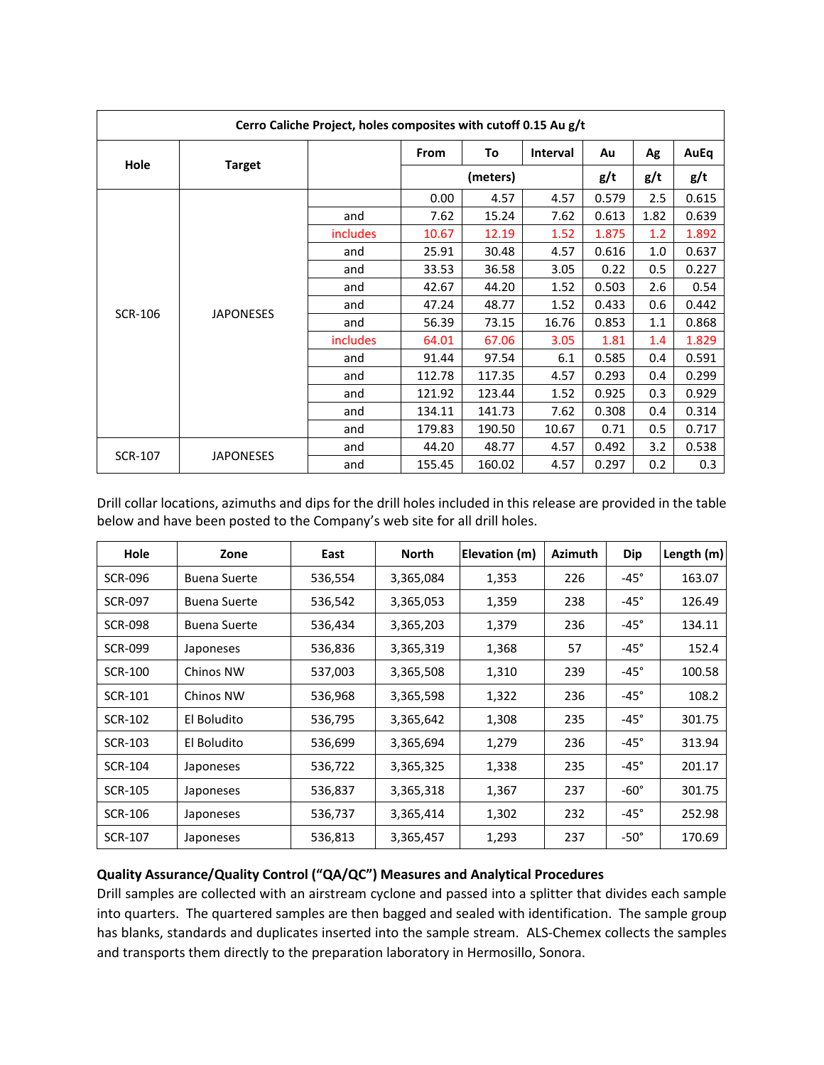| Cerro Caliche Project, holes composites with cutoff 0.15 Au g/t | | | | | | | | |
|---|---|---|---|---|---|---|---|---|
| Hole | Target | | From | To | Interval | Au | Ag | AuEq |
| | | | (meters) | | | g/t | g/t | g/t |
| SCR-106 | JAPONESES | | 0.00 | 4.57 | 4.57 | 0.579 | 2.5 | 0.615 |
| | | and | 7.62 | 15.24 | 7.62 | 0.613 | 1.82 | 0.639 |
| | | includes | 10.67 | 12.19 | 1.52 | 1.875 | 1.2 | 1.892 |
| | | and | 25.91 | 30.48 | 4.57 | 0.616 | 1.0 | 0.637 |
| | | and | 33.53 | 36.58 | 3.05 | 0.22 | 0.5 | 0.227 |
| | | and | 42.67 | 44.20 | 1.52 | 0.503 | 2.6 | 0.54 |
| | | and | 47.24 | 48.77 | 1.52 | 0.433 | 0.6 | 0.442 |
| | | and | 56.39 | 73.15 | 16.76 | 0.853 | 1.1 | 0.868 |
| | | includes | 64.01 | 67.06 | 3.05 | 1.81 | 1.4 | 1.829 |
| | | and | 91.44 | 97.54 | 6.1 | 0.585 | 0.4 | 0.591 |
| | | and | 112.78 | 117.35 | 4.57 | 0.293 | 0.4 | 0.299 |
| | | and | 121.92 | 123.44 | 1.52 | 0.925 | 0.3 | 0.929 |
| | | and | 134.11 | 141.73 | 7.62 | 0.308 | 0.4 | 0.314 |
| | | and | 179.83 | 190.50 | 10.67 | 0.71 | 0.5 | 0.717 |
| SCR-107 | JAPONESES | and | 44.20 | 48.77 | 4.57 | 0.492 | 3.2 | 0.538 |
| | | and | 155.45 | 160.02 | 4.57 | 0.297 | 0.2 | 0.3 |

Drill collar locations, azimuths and dips for the drill holes included in this release are provided in the table below and have been posted to the Company's web site for all drill holes.

| Hole | Zone | East | North | Elevation (m) | Azimuth | Dip | Length (m) |
|---|---|---|---|---|---|---|---|
| SCR-096 | Buena Suerte | 536,554 | 3,365,084 | 1,353 | 226 | -45° | 163.07 |
| SCR-097 | Buena Suerte | 536,542 | 3,365,053 | 1,359 | 238 | -45° | 126.49 |
| SCR-098 | Buena Suerte | 536,434 | 3,365,203 | 1,379 | 236 | -45° | 134.11 |
| SCR-099 | Japoneses | 536,836 | 3,365,319 | 1,368 | 57 | -45° | 152.4 |
| SCR-100 | Chinos NW | 537,003 | 3,365,508 | 1,310 | 239 | -45° | 100.58 |
| SCR-101 | Chinos NW | 536,968 | 3,365,598 | 1,322 | 236 | -45° | 108.2 |
| SCR-102 | El Boludito | 536,795 | 3,365,642 | 1,308 | 235 | -45° | 301.75 |
| SCR-103 | El Boludito | 536,699 | 3,365,694 | 1,279 | 236 | -45° | 313.94 |
| SCR-104 | Japoneses | 536,722 | 3,365,325 | 1,338 | 235 | -45° | 201.17 |
| SCR-105 | Japoneses | 536,837 | 3,365,318 | 1,367 | 237 | -60° | 301.75 |
| SCR-106 | Japoneses | 536,737 | 3,365,414 | 1,302 | 232 | -45° | 252.98 |
| SCR-107 | Japoneses | 536,813 | 3,365,457 | 1,293 | 237 | -50° | 170.69 |

**Quality Assurance/Quality Control ("QA/QC") Measures and Analytical Procedures**

Drill samples are collected with an airstream cyclone and passed into a splitter that divides each sample into quarters. The quartered samples are then bagged and sealed with identification. The sample group has blanks, standards and duplicates inserted into the sample stream. ALS-Chemex collects the samples and transports them directly to the preparation laboratory in Hermosillo, Sonora.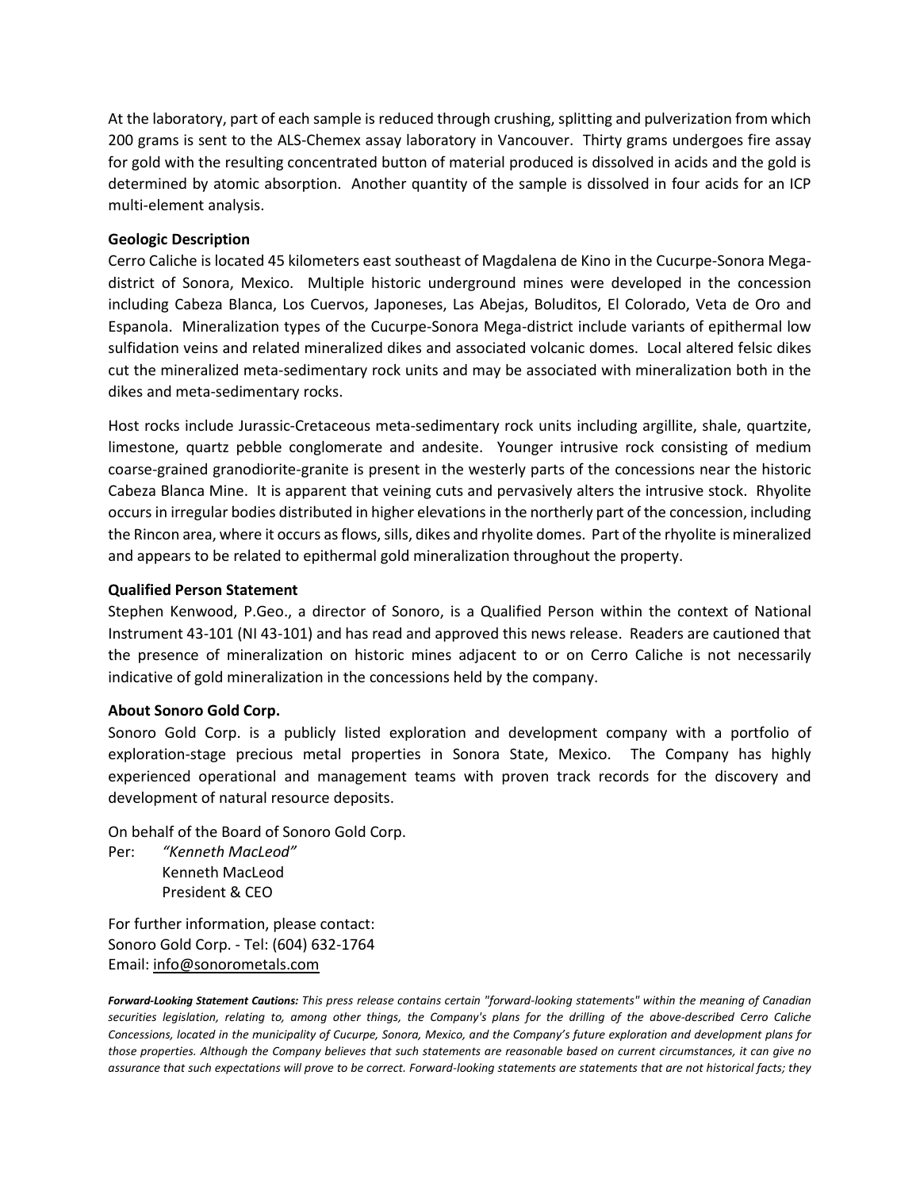At the laboratory, part of each sample is reduced through crushing, splitting and pulverization from which 200 grams is sent to the ALS-Chemex assay laboratory in Vancouver. Thirty grams undergoes fire assay for gold with the resulting concentrated button of material produced is dissolved in acids and the gold is determined by atomic absorption. Another quantity of the sample is dissolved in four acids for an ICP multi-element analysis.

**Geologic Description**

Cerro Caliche is located 45 kilometers east southeast of Magdalena de Kino in the Cucurpe-Sonora Mega-district of Sonora, Mexico. Multiple historic underground mines were developed in the concession including Cabeza Blanca, Los Cuervos, Japoneses, Las Abejas, Boluditos, El Colorado, Veta de Oro and Espanola. Mineralization types of the Cucurpe-Sonora Mega-district include variants of epithermal low sulfidation veins and related mineralized dikes and associated volcanic domes. Local altered felsic dikes cut the mineralized meta-sedimentary rock units and may be associated with mineralization both in the dikes and meta-sedimentary rocks.

Host rocks include Jurassic-Cretaceous meta-sedimentary rock units including argillite, shale, quartzite, limestone, quartz pebble conglomerate and andesite. Younger intrusive rock consisting of medium coarse-grained granodiorite-granite is present in the westerly parts of the concessions near the historic Cabeza Blanca Mine. It is apparent that veining cuts and pervasively alters the intrusive stock. Rhyolite occurs in irregular bodies distributed in higher elevations in the northerly part of the concession, including the Rincon area, where it occurs as flows, sills, dikes and rhyolite domes. Part of the rhyolite is mineralized and appears to be related to epithermal gold mineralization throughout the property.

**Qualified Person Statement**

Stephen Kenwood, P.Geo., a director of Sonoro, is a Qualified Person within the context of National Instrument 43-101 (NI 43-101) and has read and approved this news release. Readers are cautioned that the presence of mineralization on historic mines adjacent to or on Cerro Caliche is not necessarily indicative of gold mineralization in the concessions held by the company.

**About Sonoro Gold Corp.**

Sonoro Gold Corp. is a publicly listed exploration and development company with a portfolio of exploration-stage precious metal properties in Sonora State, Mexico. The Company has highly experienced operational and management teams with proven track records for the discovery and development of natural resource deposits.

On behalf of the Board of Sonoro Gold Corp.

Per: *"Kenneth MacLeod"*
Kenneth MacLeod
President & CEO

For further information, please contact:
Sonoro Gold Corp. - Tel: (604) 632-1764
Email: info@sonorometals.com

***Forward-Looking Statement Cautions:*** *This press release contains certain "forward-looking statements" within the meaning of Canadian securities legislation, relating to, among other things, the Company's plans for the drilling of the above-described Cerro Caliche Concessions, located in the municipality of Cucurpe, Sonora, Mexico, and the Company's future exploration and development plans for those properties. Although the Company believes that such statements are reasonable based on current circumstances, it can give no assurance that such expectations will prove to be correct. Forward-looking statements are statements that are not historical facts; they*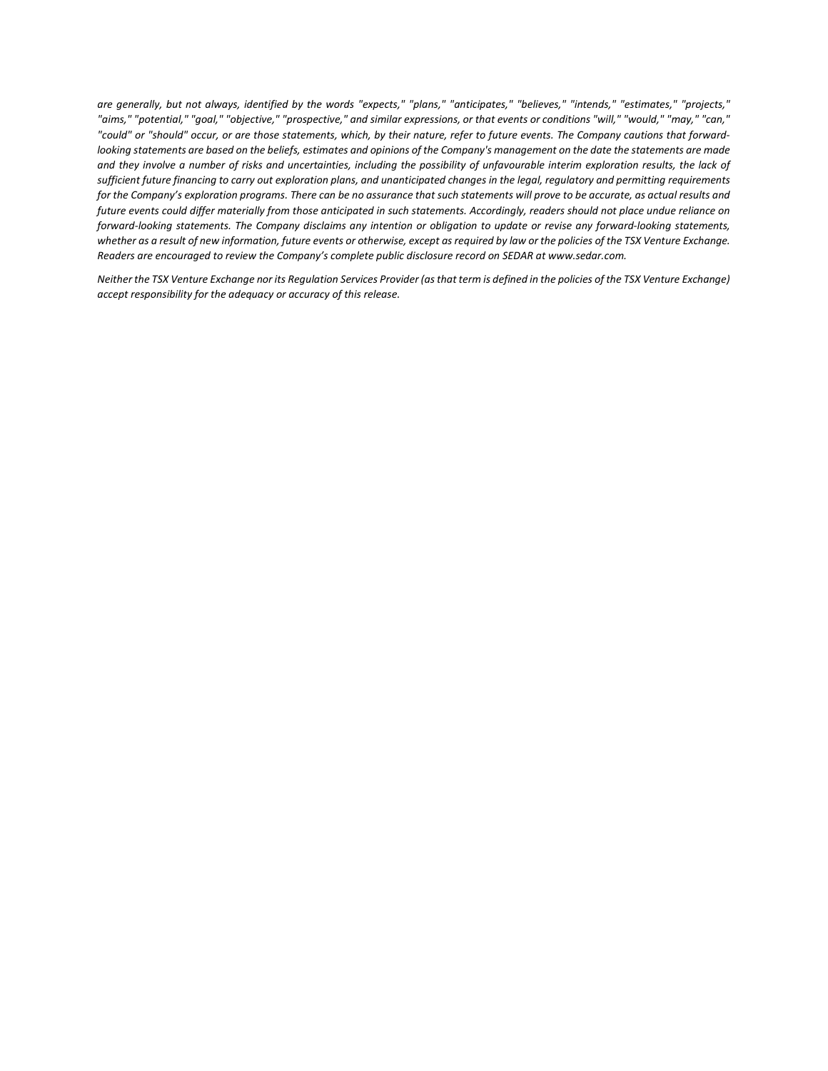*are generally, but not always, identified by the words "expects," "plans," "anticipates," "believes," "intends," "estimates," "projects," "aims," "potential," "goal," "objective," "prospective," and similar expressions, or that events or conditions "will," "would," "may," "can," "could" or "should" occur, or are those statements, which, by their nature, refer to future events. The Company cautions that forward-looking statements are based on the beliefs, estimates and opinions of the Company's management on the date the statements are made and they involve a number of risks and uncertainties, including the possibility of unfavourable interim exploration results, the lack of sufficient future financing to carry out exploration plans, and unanticipated changes in the legal, regulatory and permitting requirements for the Company's exploration programs. There can be no assurance that such statements will prove to be accurate, as actual results and future events could differ materially from those anticipated in such statements. Accordingly, readers should not place undue reliance on forward-looking statements. The Company disclaims any intention or obligation to update or revise any forward-looking statements, whether as a result of new information, future events or otherwise, except as required by law or the policies of the TSX Venture Exchange. Readers are encouraged to review the Company's complete public disclosure record on SEDAR at www.sedar.com.*

*Neither the TSX Venture Exchange nor its Regulation Services Provider (as that term is defined in the policies of the TSX Venture Exchange) accept responsibility for the adequacy or accuracy of this release.*